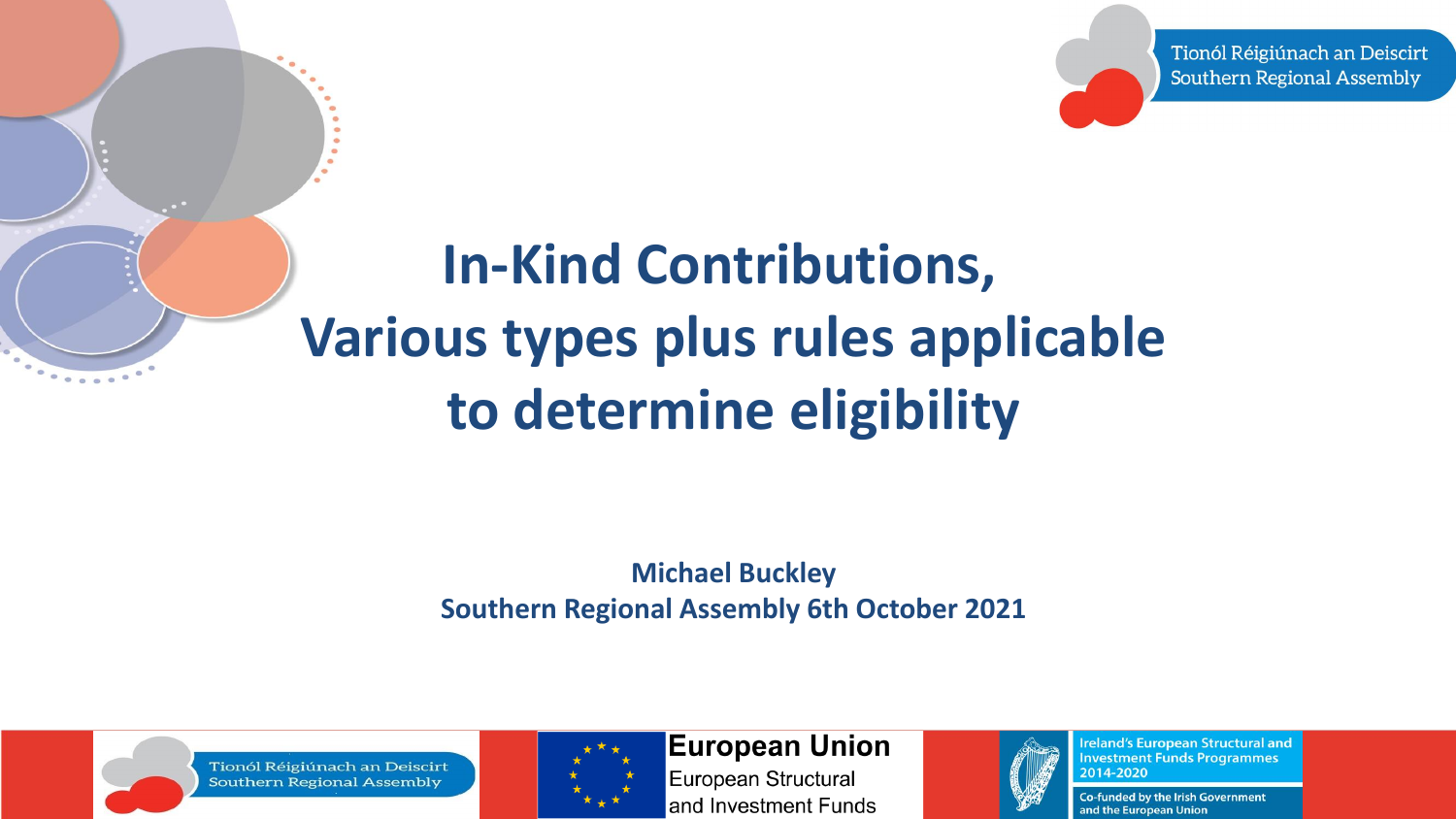Tionól Réigiúnach an Deiscirt
Southern Regional Assembly

# In-Kind Contributions, Various types plus rules applicable to determine eligibility

**Michael Buckley**
**Southern Regional Assembly 6th October 2021**

Tionól Réigiúnach an Deiscirt
Southern Regional Assembly

**European Union**
European Structural and Investment Funds

Ireland's European Structural and Investment Funds Programmes 2014-2020

Co-funded by the Irish Government and the European Union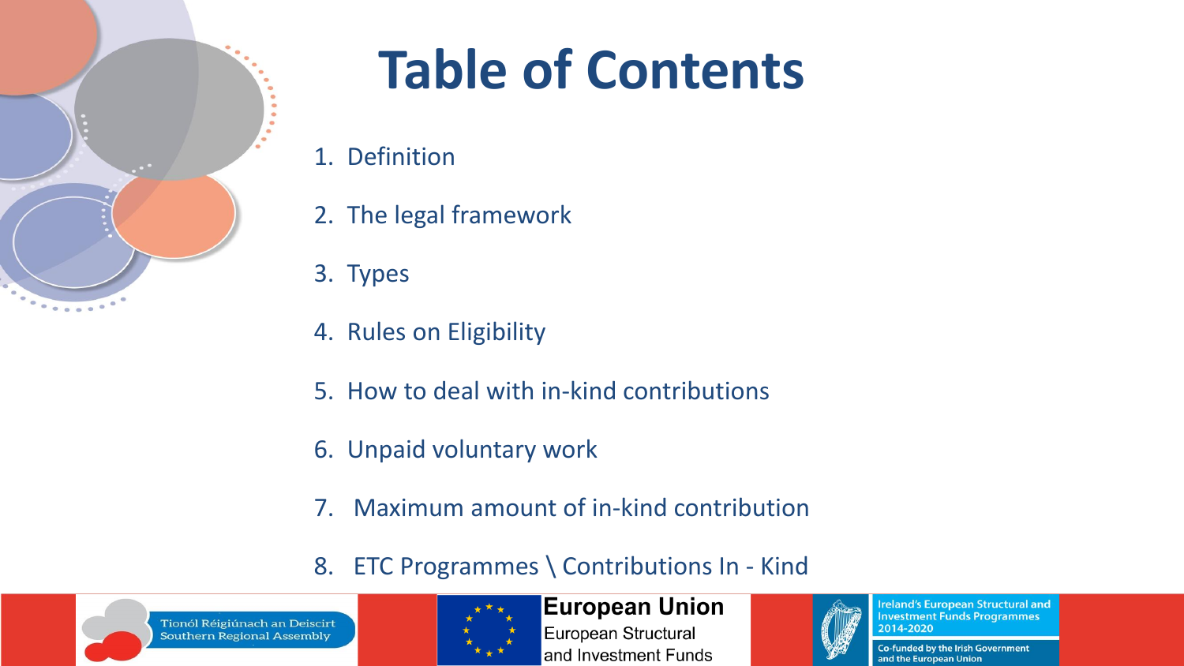# Table of Contents

1. Definition
2. The legal framework
3. Types
4. Rules on Eligibility
5. How to deal with in-kind contributions
6. Unpaid voluntary work
7. Maximum amount of in-kind contribution
8. ETC Programmes \ Contributions In - Kind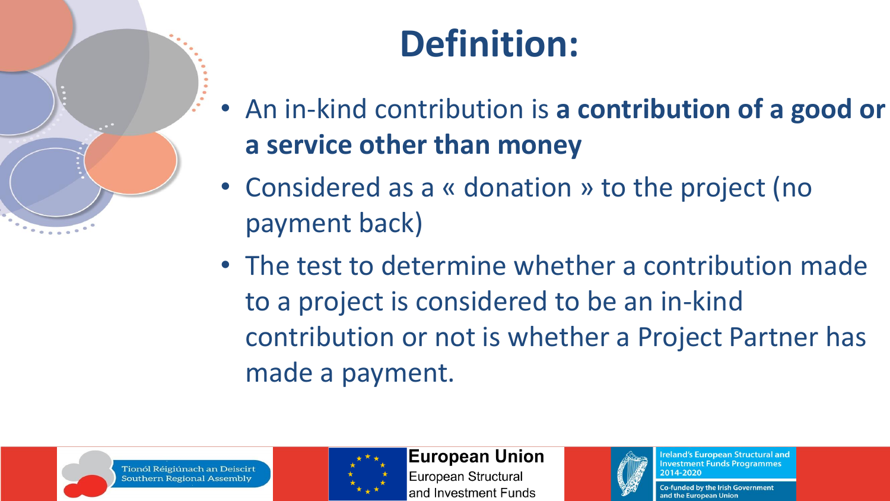# Definition:

- An in-kind contribution is **a contribution of a good or a service other than money**
- Considered as a « donation » to the project (no payment back)
- The test to determine whether a contribution made to a project is considered to be an in-kind contribution or not is whether a Project Partner has made a payment.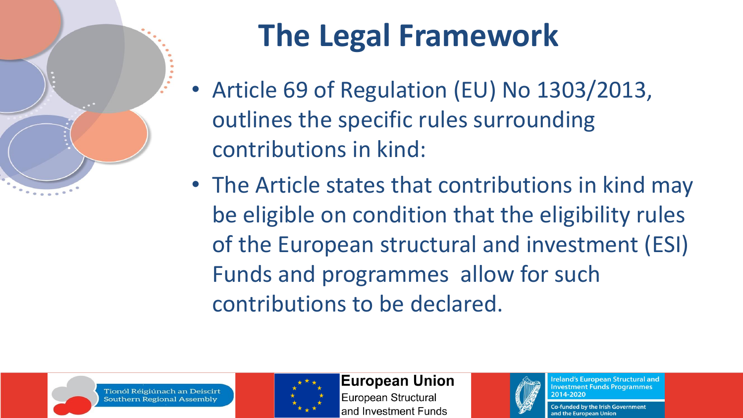# The Legal Framework

- Article 69 of Regulation (EU) No 1303/2013, outlines the specific rules surrounding contributions in kind:
- The Article states that contributions in kind may be eligible on condition that the eligibility rules of the European structural and investment (ESI) Funds and programmes allow for such contributions to be declared.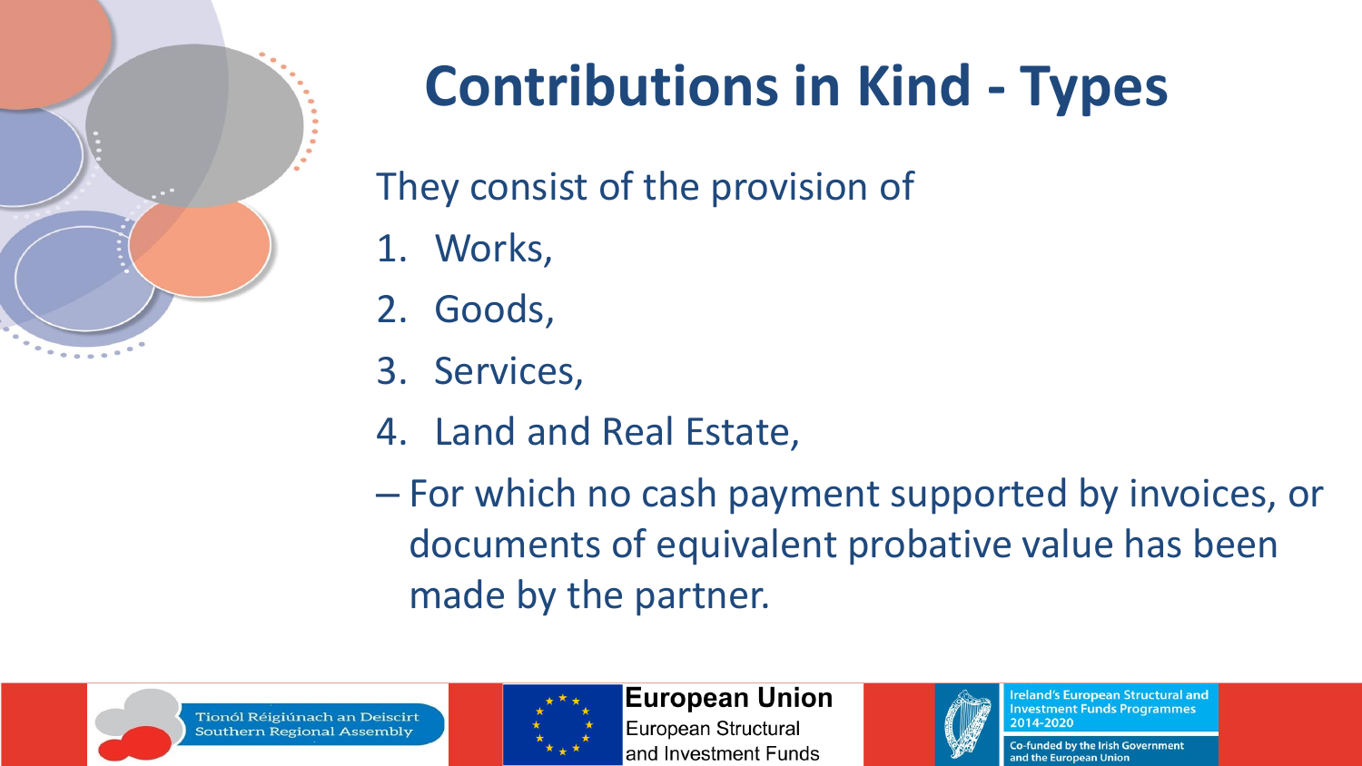# Contributions in Kind - Types

They consist of the provision of

1. Works,
2. Goods,
3. Services,
4. Land and Real Estate,

– For which no cash payment supported by invoices, or documents of equivalent probative value has been made by the partner.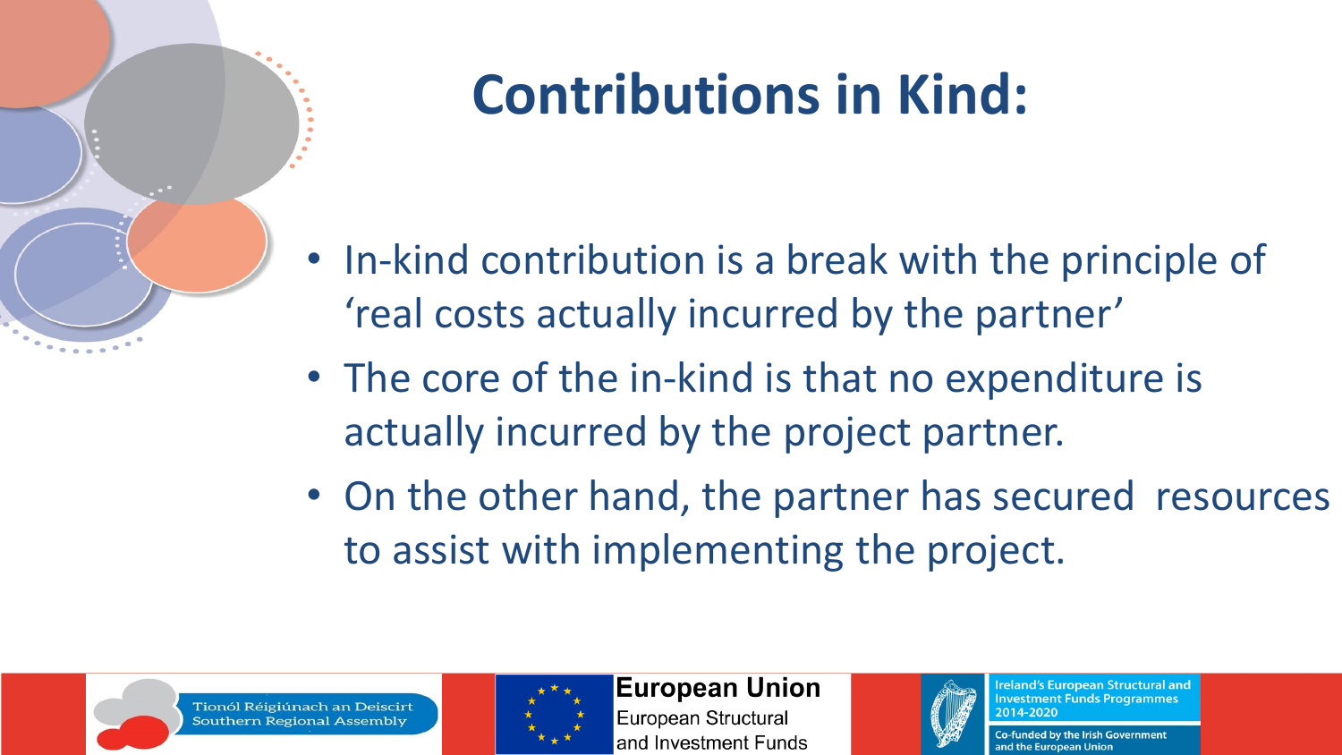# Contributions in Kind:

- In-kind contribution is a break with the principle of 'real costs actually incurred by the partner'
- The core of the in-kind is that no expenditure is actually incurred by the project partner.
- On the other hand, the partner has secured resources to assist with implementing the project.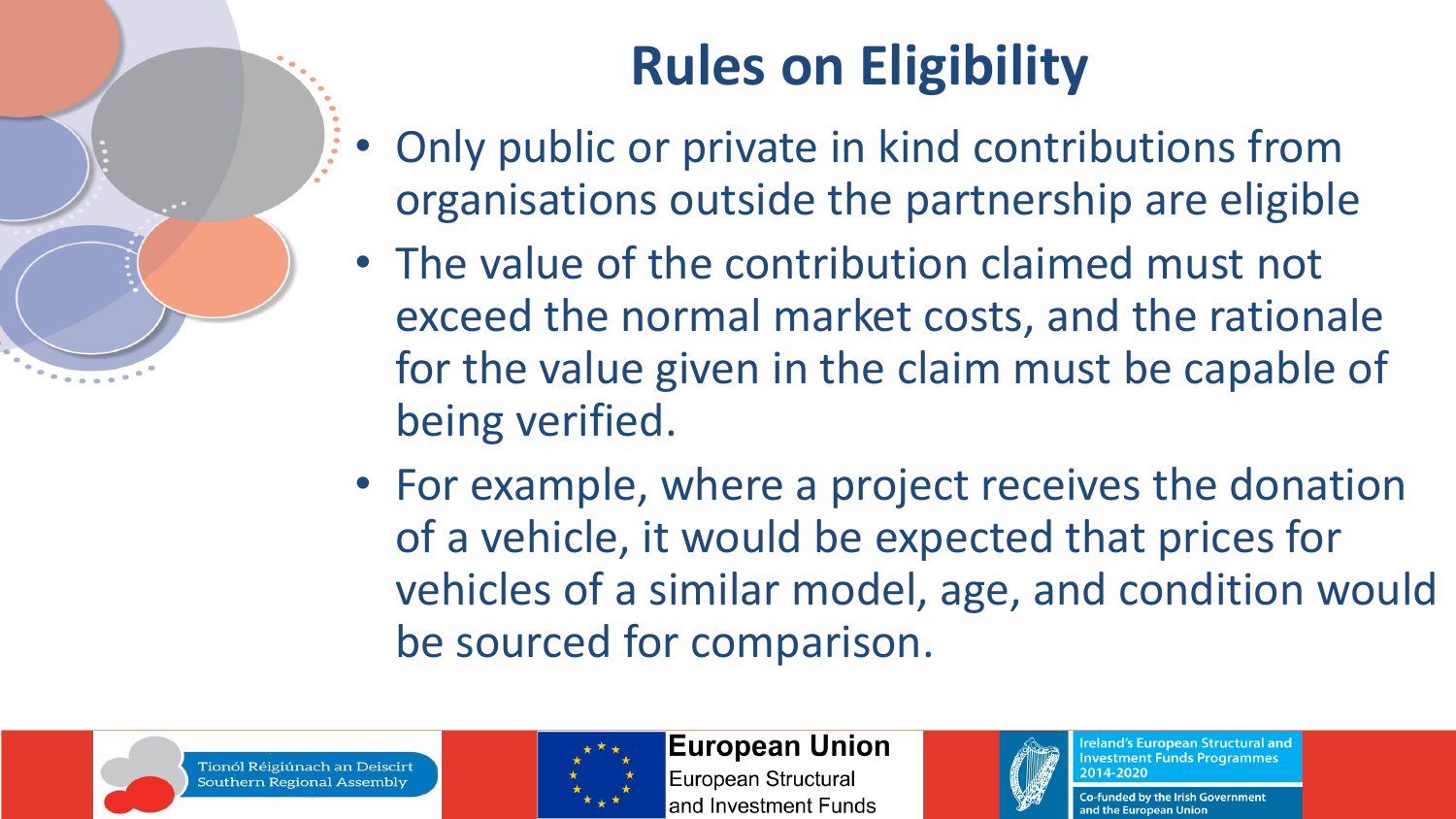# Rules on Eligibility

- Only public or private in kind contributions from organisations outside the partnership are eligible
- The value of the contribution claimed must not exceed the normal market costs, and the rationale for the value given in the claim must be capable of being verified.
- For example, where a project receives the donation of a vehicle, it would be expected that prices for vehicles of a similar model, age, and condition would be sourced for comparison.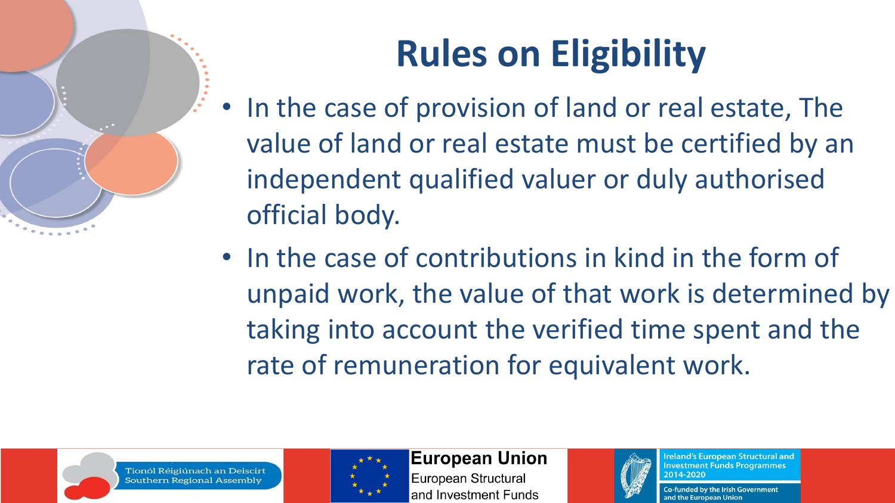# Rules on Eligibility

- In the case of provision of land or real estate, The value of land or real estate must be certified by an independent qualified valuer or duly authorised official body.
- In the case of contributions in kind in the form of unpaid work, the value of that work is determined by taking into account the verified time spent and the rate of remuneration for equivalent work.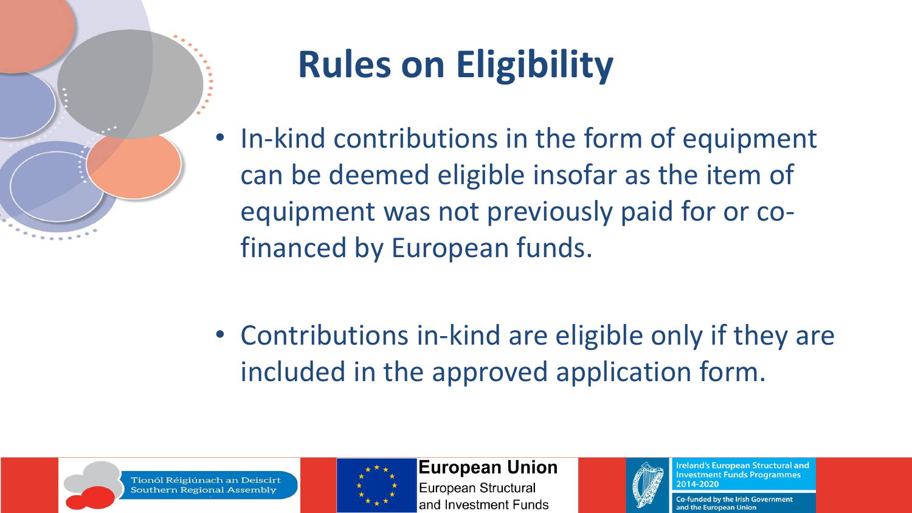# Rules on Eligibility

- In-kind contributions in the form of equipment can be deemed eligible insofar as the item of equipment was not previously paid for or co-financed by European funds.

- Contributions in-kind are eligible only if they are included in the approved application form.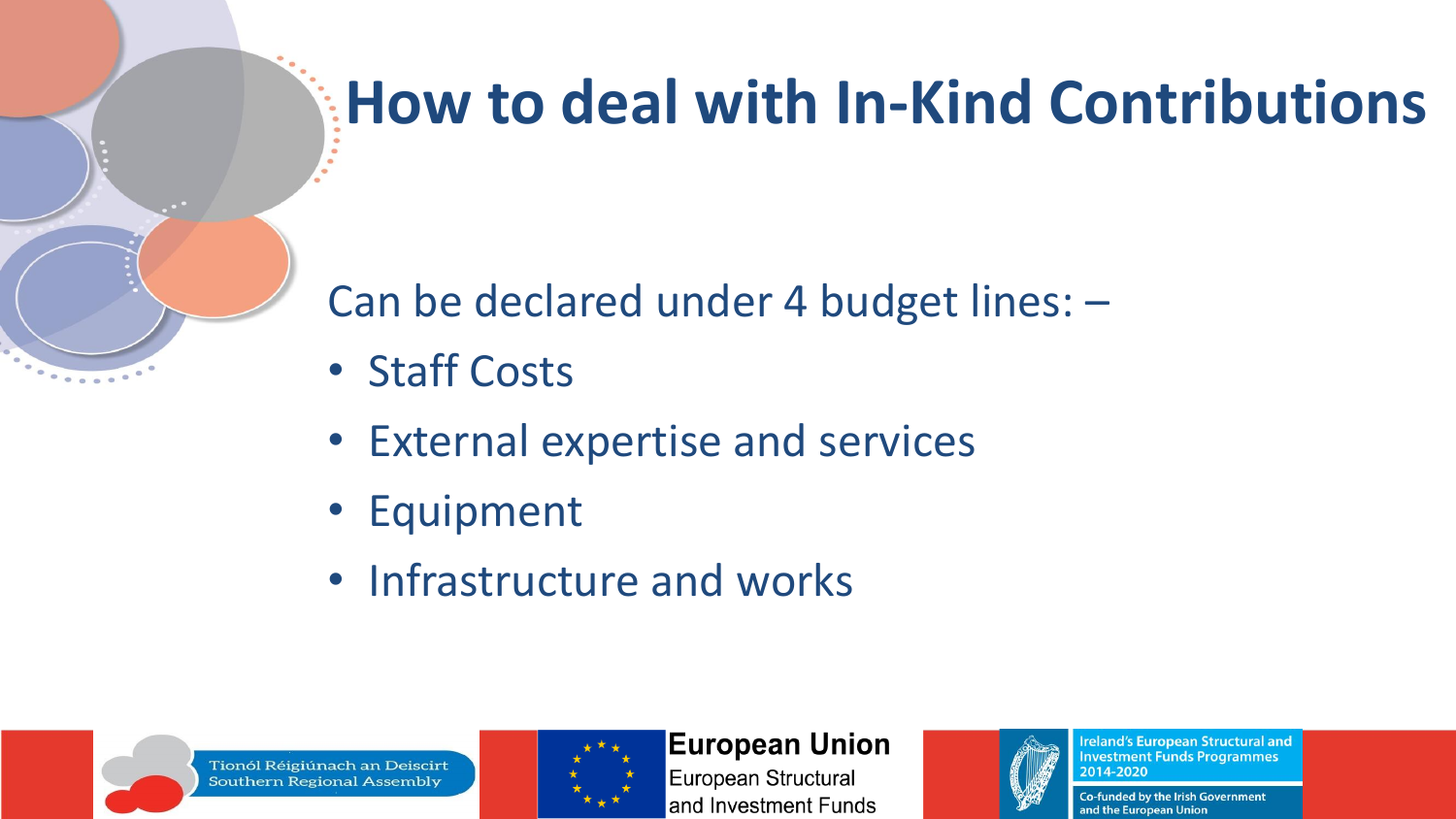# How to deal with In-Kind Contributions

Can be declared under 4 budget lines: –

- Staff Costs
- External expertise and services
- Equipment
- Infrastructure and works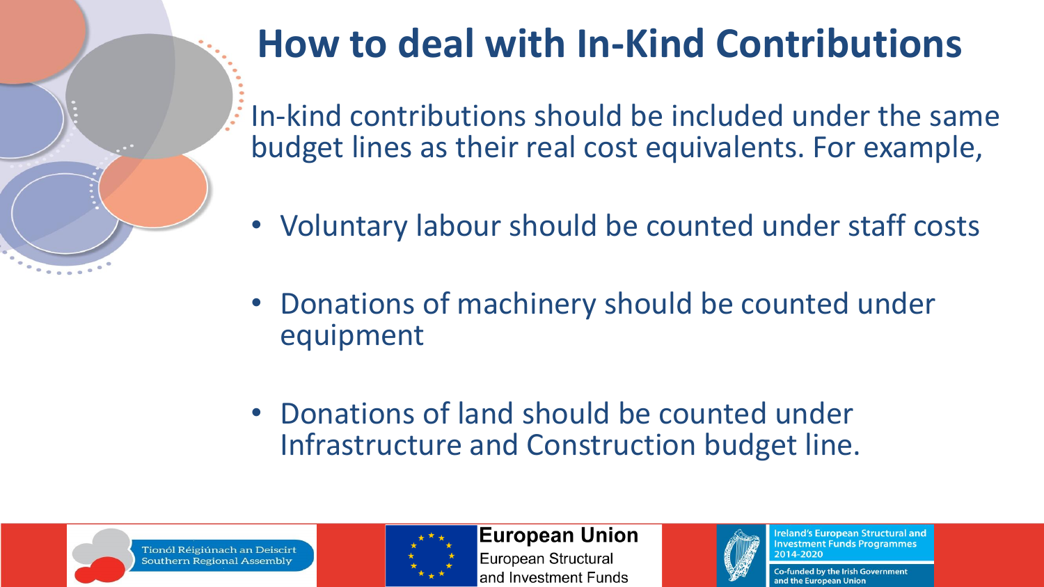# How to deal with In-Kind Contributions

In-kind contributions should be included under the same budget lines as their real cost equivalents. For example,

- Voluntary labour should be counted under staff costs
- Donations of machinery should be counted under equipment
- Donations of land should be counted under Infrastructure and Construction budget line.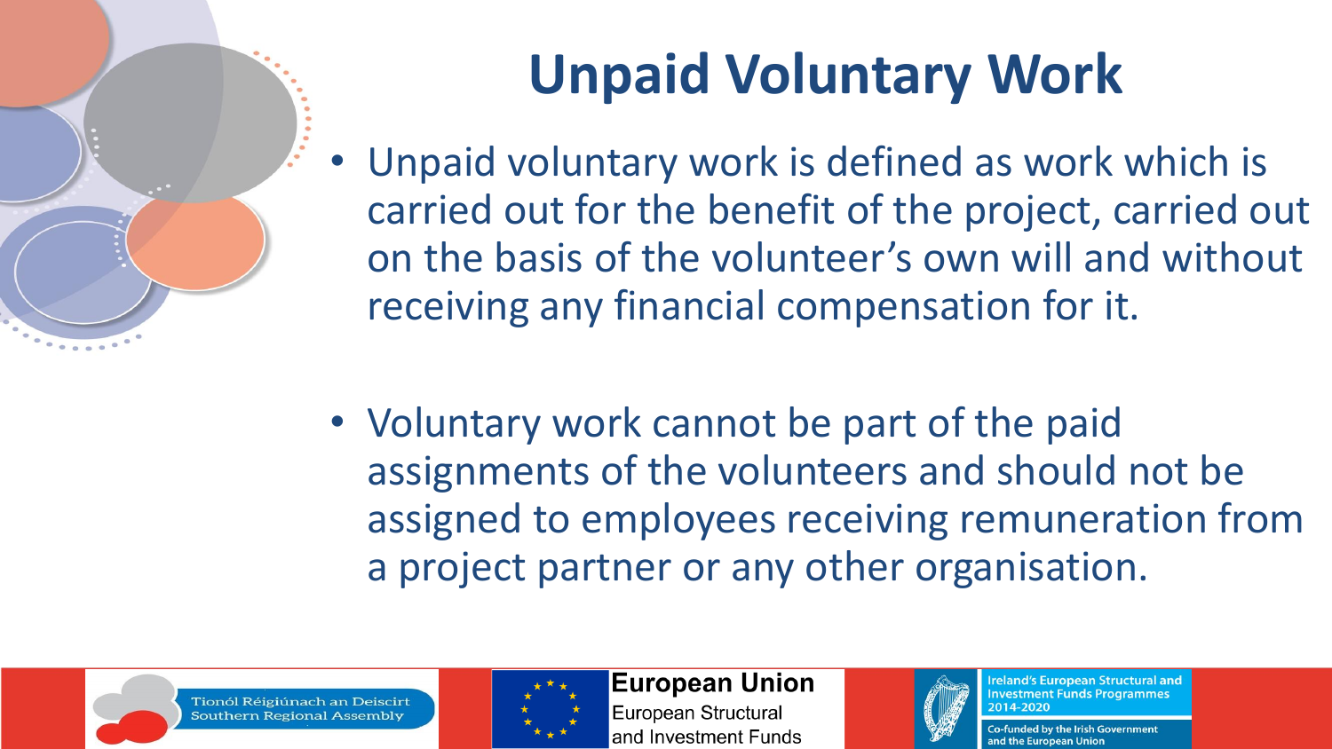# Unpaid Voluntary Work

- Unpaid voluntary work is defined as work which is carried out for the benefit of the project, carried out on the basis of the volunteer's own will and without receiving any financial compensation for it.

- Voluntary work cannot be part of the paid assignments of the volunteers and should not be assigned to employees receiving remuneration from a project partner or any other organisation.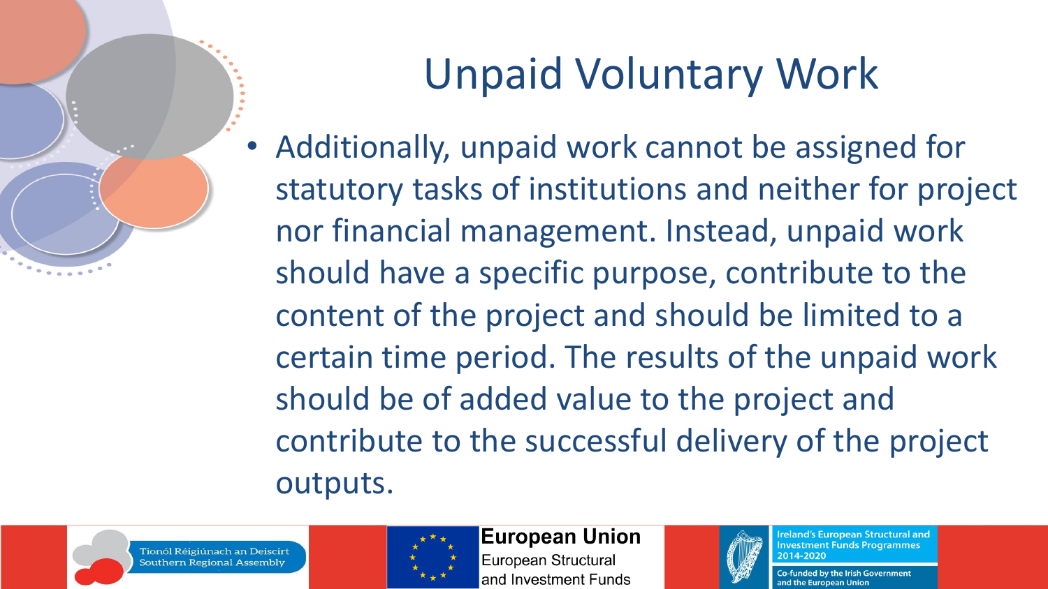# Unpaid Voluntary Work

- Additionally, unpaid work cannot be assigned for statutory tasks of institutions and neither for project nor financial management. Instead, unpaid work should have a specific purpose, contribute to the content of the project and should be limited to a certain time period. The results of the unpaid work should be of added value to the project and contribute to the successful delivery of the project outputs.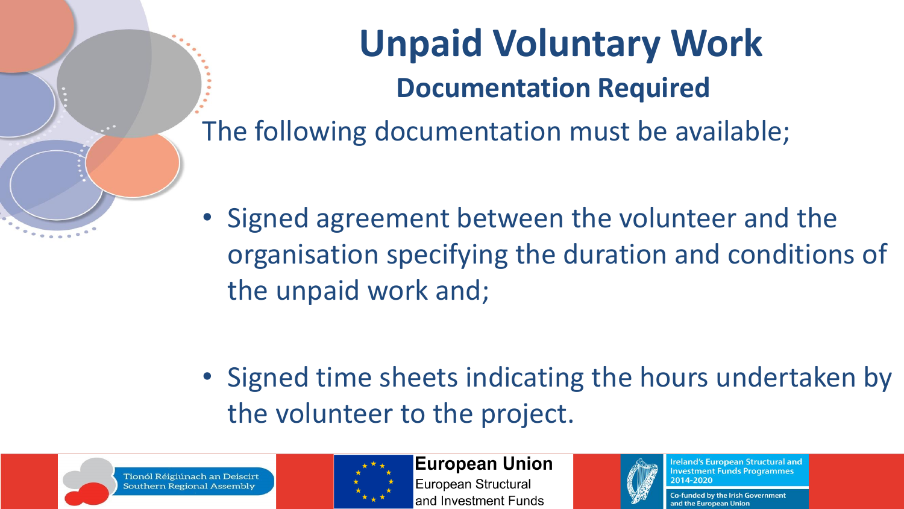# Unpaid Voluntary Work

## Documentation Required

The following documentation must be available;

- Signed agreement between the volunteer and the organisation specifying the duration and conditions of the unpaid work and;

- Signed time sheets indicating the hours undertaken by the volunteer to the project.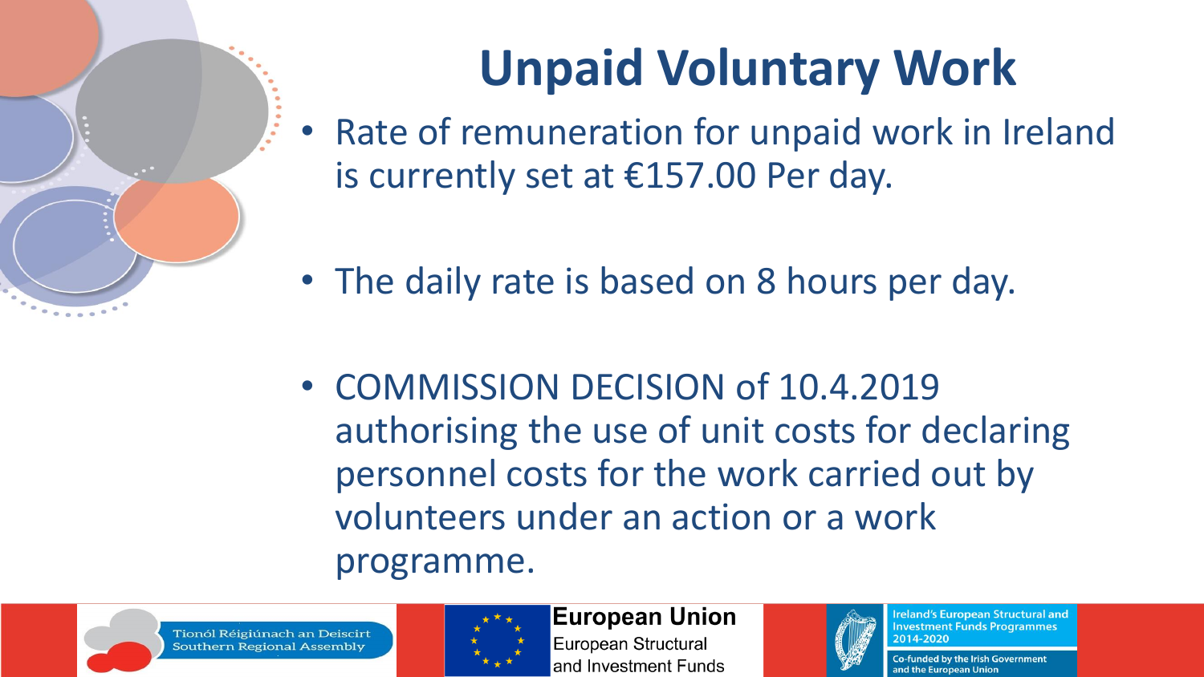# Unpaid Voluntary Work

- Rate of remuneration for unpaid work in Ireland is currently set at €157.00 Per day.
- The daily rate is based on 8 hours per day.
- COMMISSION DECISION of 10.4.2019 authorising the use of unit costs for declaring personnel costs for the work carried out by volunteers under an action or a work programme.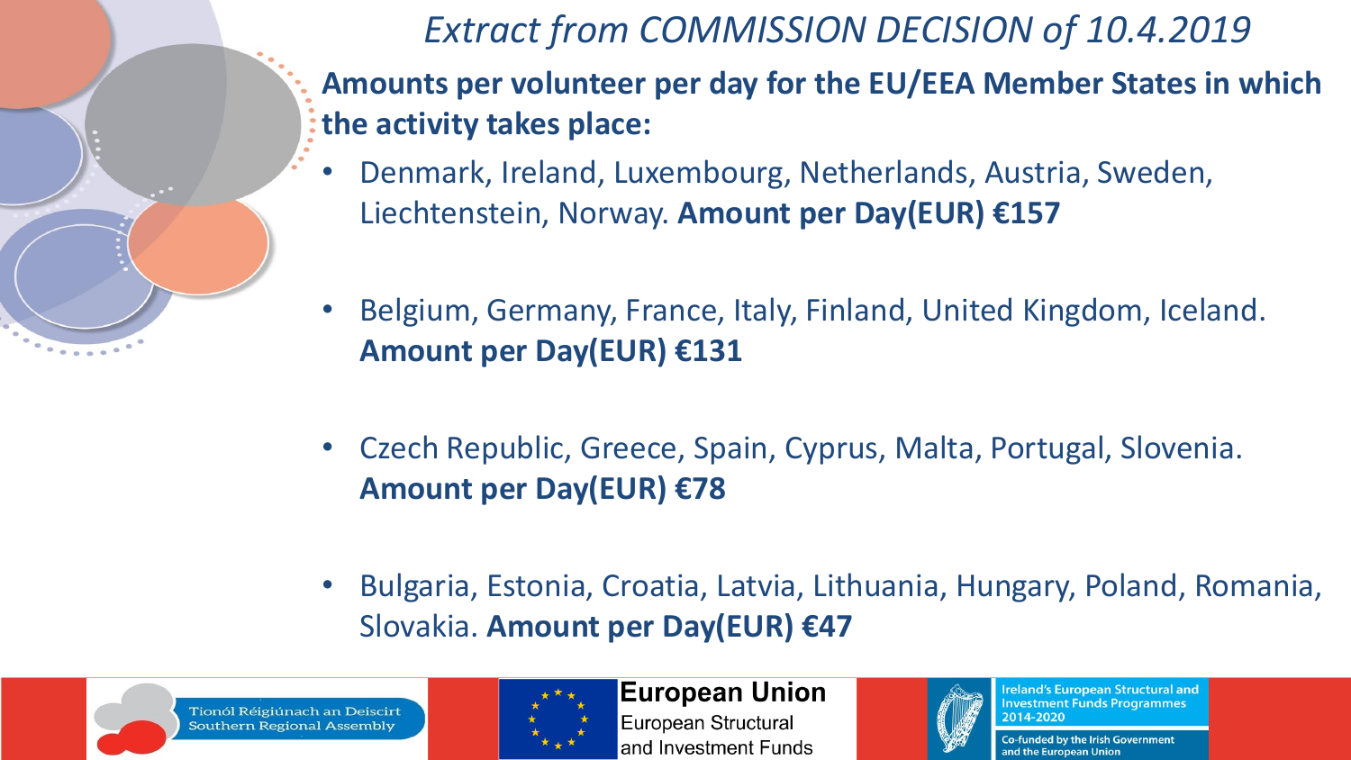# *Extract from COMMISSION DECISION of 10.4.2019*

**Amounts per volunteer per day for the EU/EEA Member States in which the activity takes place:**

- Denmark, Ireland, Luxembourg, Netherlands, Austria, Sweden, Liechtenstein, Norway. **Amount per Day(EUR) €157**
- Belgium, Germany, France, Italy, Finland, United Kingdom, Iceland. **Amount per Day(EUR) €131**
- Czech Republic, Greece, Spain, Cyprus, Malta, Portugal, Slovenia. **Amount per Day(EUR) €78**
- Bulgaria, Estonia, Croatia, Latvia, Lithuania, Hungary, Poland, Romania, Slovakia. **Amount per Day(EUR) €47**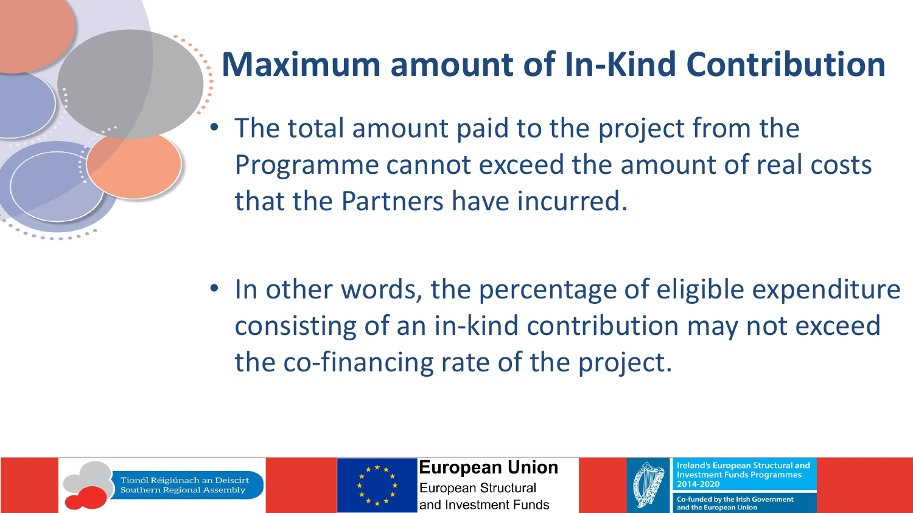# Maximum amount of In-Kind Contribution

- The total amount paid to the project from the Programme cannot exceed the amount of real costs that the Partners have incurred.

- In other words, the percentage of eligible expenditure consisting of an in-kind contribution may not exceed the co-financing rate of the project.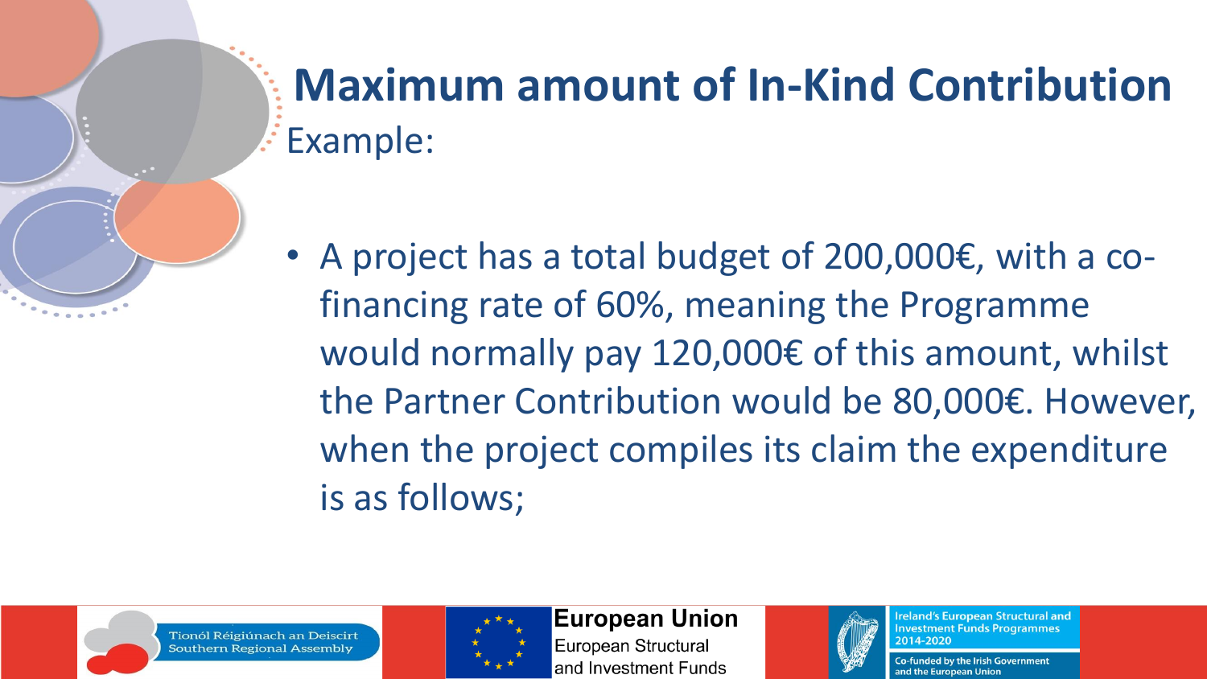# Maximum amount of In-Kind Contribution

Example:

- A project has a total budget of 200,000€, with a co-financing rate of 60%, meaning the Programme would normally pay 120,000€ of this amount, whilst the Partner Contribution would be 80,000€. However, when the project compiles its claim the expenditure is as follows;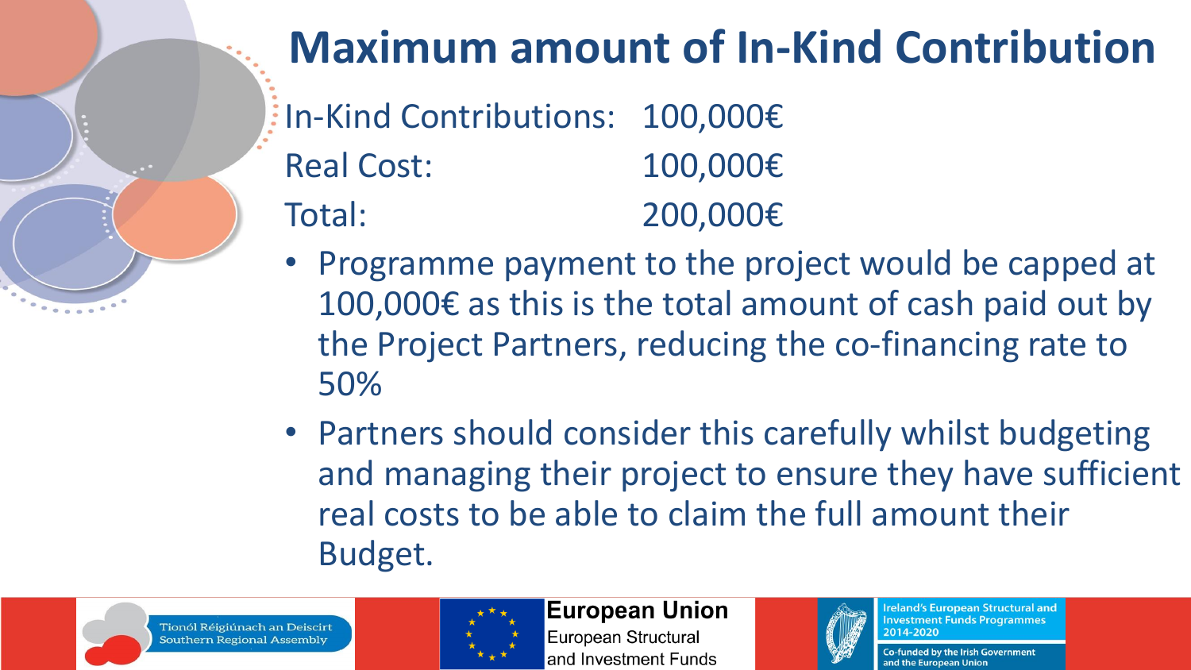# Maximum amount of In-Kind Contribution

| | |
|---|---|
| In-Kind Contributions: | 100,000€ |
| Real Cost: | 100,000€ |
| Total: | 200,000€ |

- Programme payment to the project would be capped at 100,000€ as this is the total amount of cash paid out by the Project Partners, reducing the co-financing rate to 50%
- Partners should consider this carefully whilst budgeting and managing their project to ensure they have sufficient real costs to be able to claim the full amount their Budget.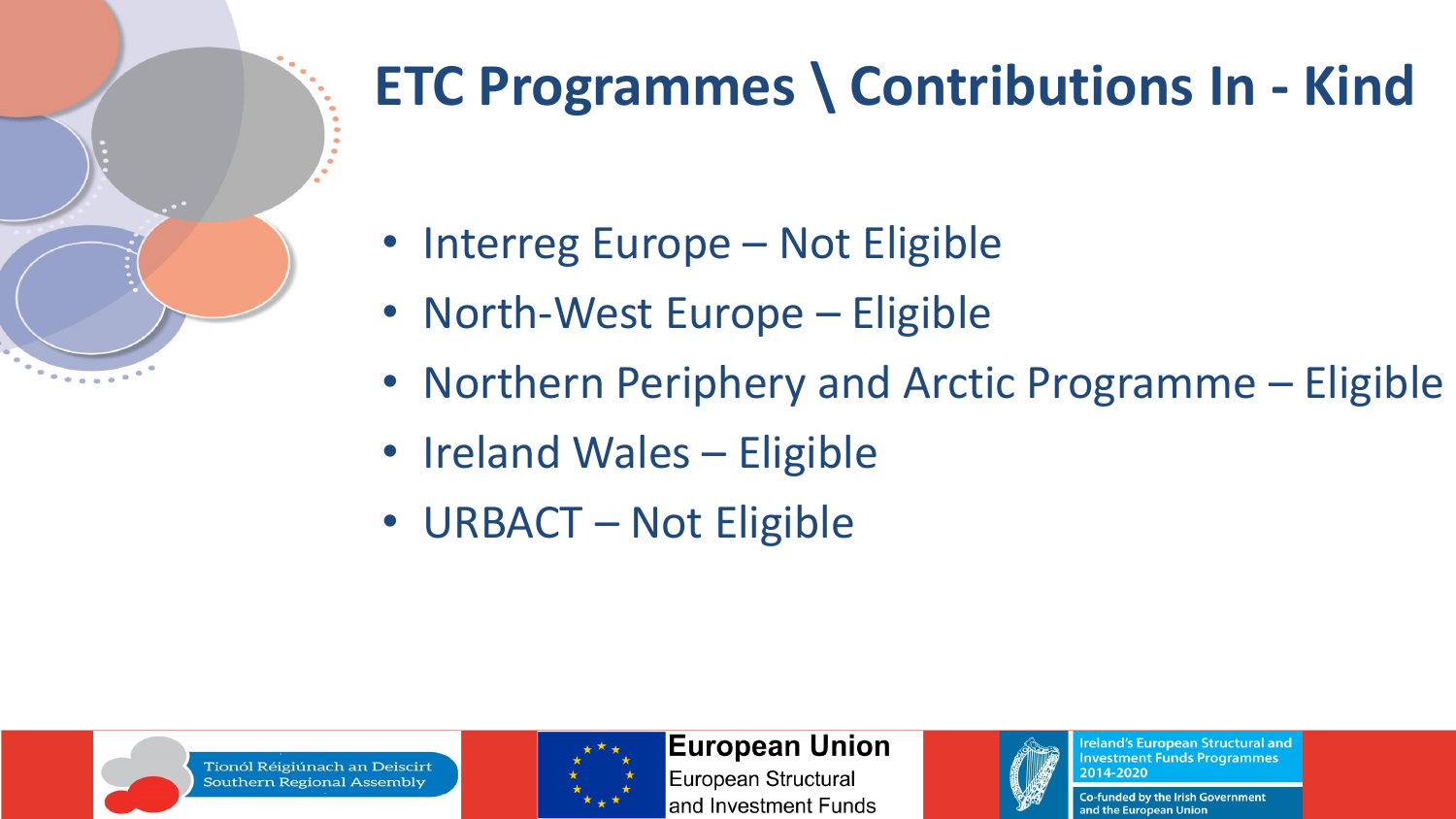# ETC Programmes \ Contributions In - Kind

- Interreg Europe – Not Eligible
- North-West Europe – Eligible
- Northern Periphery and Arctic Programme – Eligible
- Ireland Wales – Eligible
- URBACT – Not Eligible

Tionól Réigiúnach an Deiscirt
Southern Regional Assembly

**European Union**
European Structural
and Investment Funds

Ireland's European Structural and Investment Funds Programmes 2014-2020

Co-funded by the Irish Government and the European Union